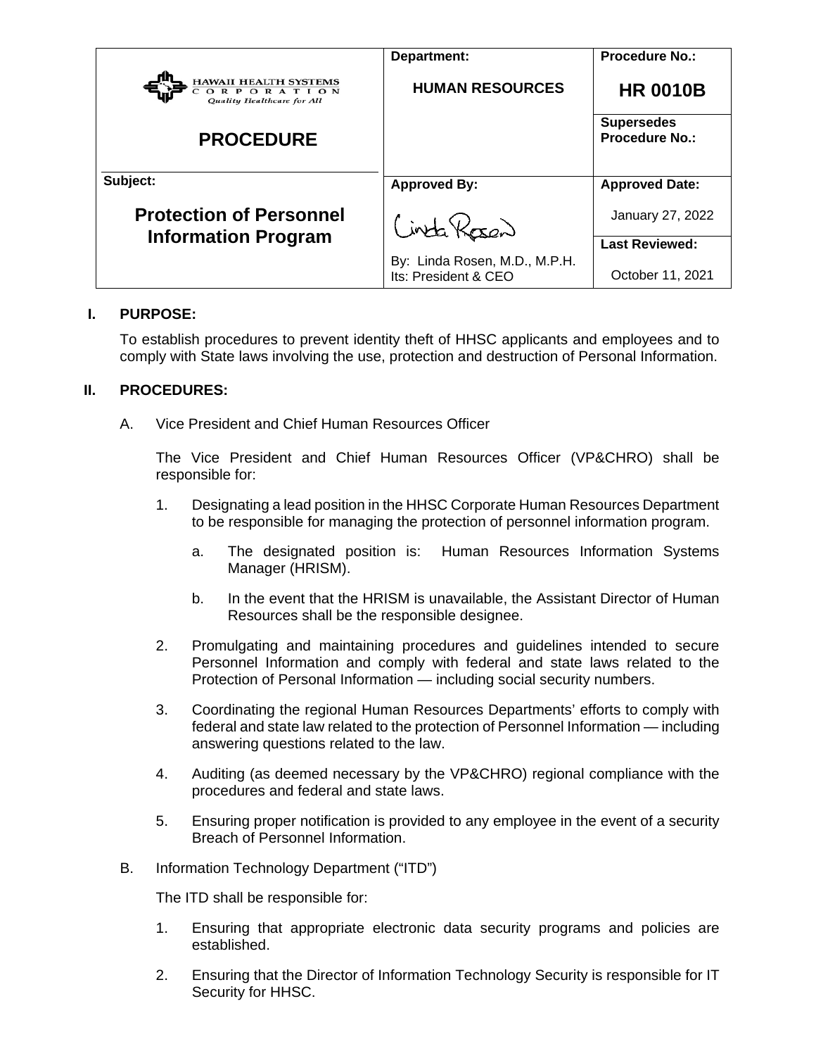| HAWAII HEALTH SYSTEMS CORPORATION *Quality Healthcare for All* | **Department:** | **Procedure No.:** |
| --- | --- | --- |
| | **HUMAN RESOURCES** | **HR 0010B** |
| **PROCEDURE** | | **Supersedes Procedure No.:** |
| **Subject:** | **Approved By:** | **Approved Date:** |
| **Protection of Personnel Information Program** | By: Linda Rosen, M.D., M.P.H. Its: President & CEO | January 27, 2022 |
| | | **Last Reviewed:** October 11, 2021 |

## I. PURPOSE:

To establish procedures to prevent identity theft of HHSC applicants and employees and to comply with State laws involving the use, protection and destruction of Personal Information.

## II. PROCEDURES:

A. Vice President and Chief Human Resources Officer

The Vice President and Chief Human Resources Officer (VP&CHRO) shall be responsible for:

1. Designating a lead position in the HHSC Corporate Human Resources Department to be responsible for managing the protection of personnel information program.

   a. The designated position is: Human Resources Information Systems Manager (HRISM).

   b. In the event that the HRISM is unavailable, the Assistant Director of Human Resources shall be the responsible designee.

2. Promulgating and maintaining procedures and guidelines intended to secure Personnel Information and comply with federal and state laws related to the Protection of Personal Information — including social security numbers.

3. Coordinating the regional Human Resources Departments' efforts to comply with federal and state law related to the protection of Personnel Information — including answering questions related to the law.

4. Auditing (as deemed necessary by the VP&CHRO) regional compliance with the procedures and federal and state laws.

5. Ensuring proper notification is provided to any employee in the event of a security Breach of Personnel Information.

B. Information Technology Department ("ITD")

The ITD shall be responsible for:

1. Ensuring that appropriate electronic data security programs and policies are established.

2. Ensuring that the Director of Information Technology Security is responsible for IT Security for HHSC.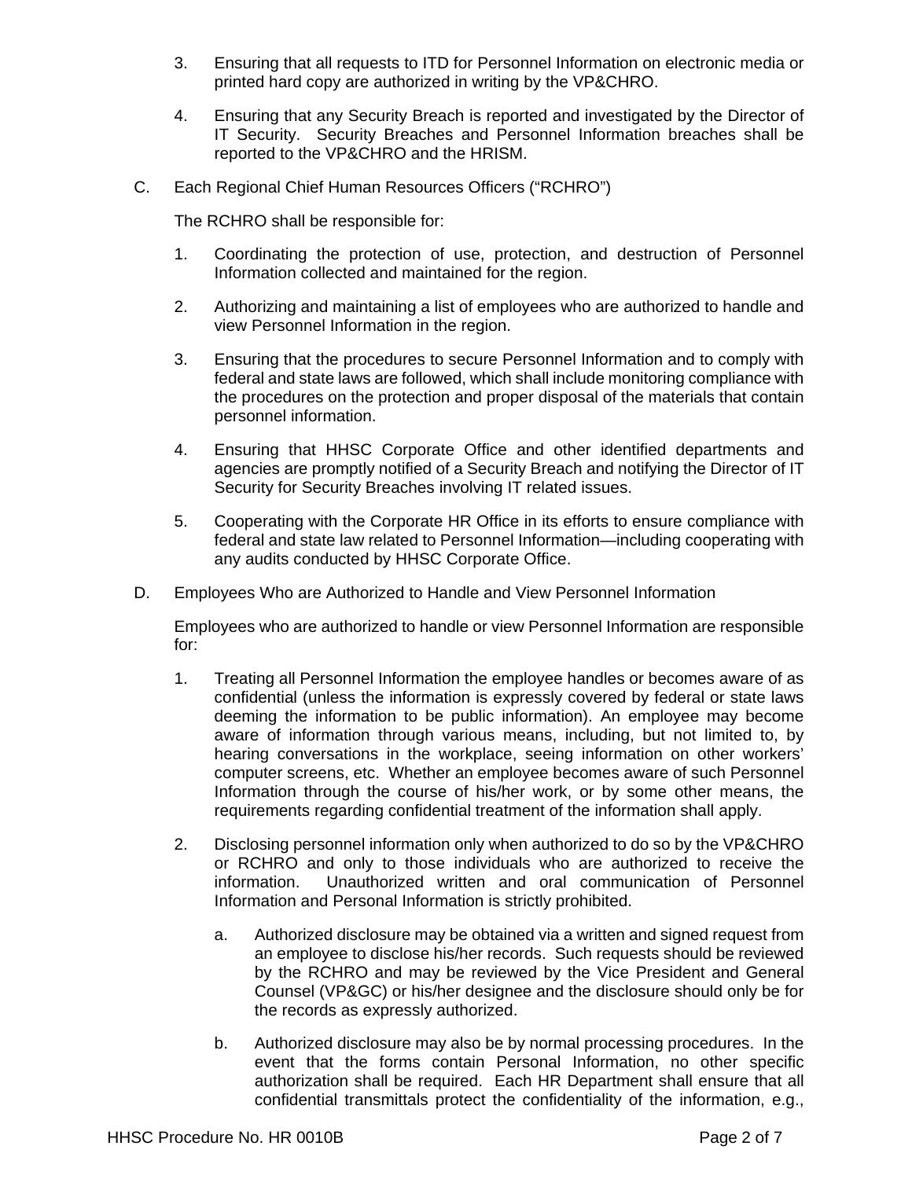3. Ensuring that all requests to ITD for Personnel Information on electronic media or printed hard copy are authorized in writing by the VP&CHRO.

4. Ensuring that any Security Breach is reported and investigated by the Director of IT Security. Security Breaches and Personnel Information breaches shall be reported to the VP&CHRO and the HRISM.

C. Each Regional Chief Human Resources Officers ("RCHRO")

   The RCHRO shall be responsible for:

   1. Coordinating the protection of use, protection, and destruction of Personnel Information collected and maintained for the region.

   2. Authorizing and maintaining a list of employees who are authorized to handle and view Personnel Information in the region.

   3. Ensuring that the procedures to secure Personnel Information and to comply with federal and state laws are followed, which shall include monitoring compliance with the procedures on the protection and proper disposal of the materials that contain personnel information.

   4. Ensuring that HHSC Corporate Office and other identified departments and agencies are promptly notified of a Security Breach and notifying the Director of IT Security for Security Breaches involving IT related issues.

   5. Cooperating with the Corporate HR Office in its efforts to ensure compliance with federal and state law related to Personnel Information—including cooperating with any audits conducted by HHSC Corporate Office.

D. Employees Who are Authorized to Handle and View Personnel Information

   Employees who are authorized to handle or view Personnel Information are responsible for:

   1. Treating all Personnel Information the employee handles or becomes aware of as confidential (unless the information is expressly covered by federal or state laws deeming the information to be public information). An employee may become aware of information through various means, including, but not limited to, by hearing conversations in the workplace, seeing information on other workers' computer screens, etc. Whether an employee becomes aware of such Personnel Information through the course of his/her work, or by some other means, the requirements regarding confidential treatment of the information shall apply.

   2. Disclosing personnel information only when authorized to do so by the VP&CHRO or RCHRO and only to those individuals who are authorized to receive the information. Unauthorized written and oral communication of Personnel Information and Personal Information is strictly prohibited.

      a. Authorized disclosure may be obtained via a written and signed request from an employee to disclose his/her records. Such requests should be reviewed by the RCHRO and may be reviewed by the Vice President and General Counsel (VP&GC) or his/her designee and the disclosure should only be for the records as expressly authorized.

      b. Authorized disclosure may also be by normal processing procedures. In the event that the forms contain Personal Information, no other specific authorization shall be required. Each HR Department shall ensure that all confidential transmittals protect the confidentiality of the information, e.g.,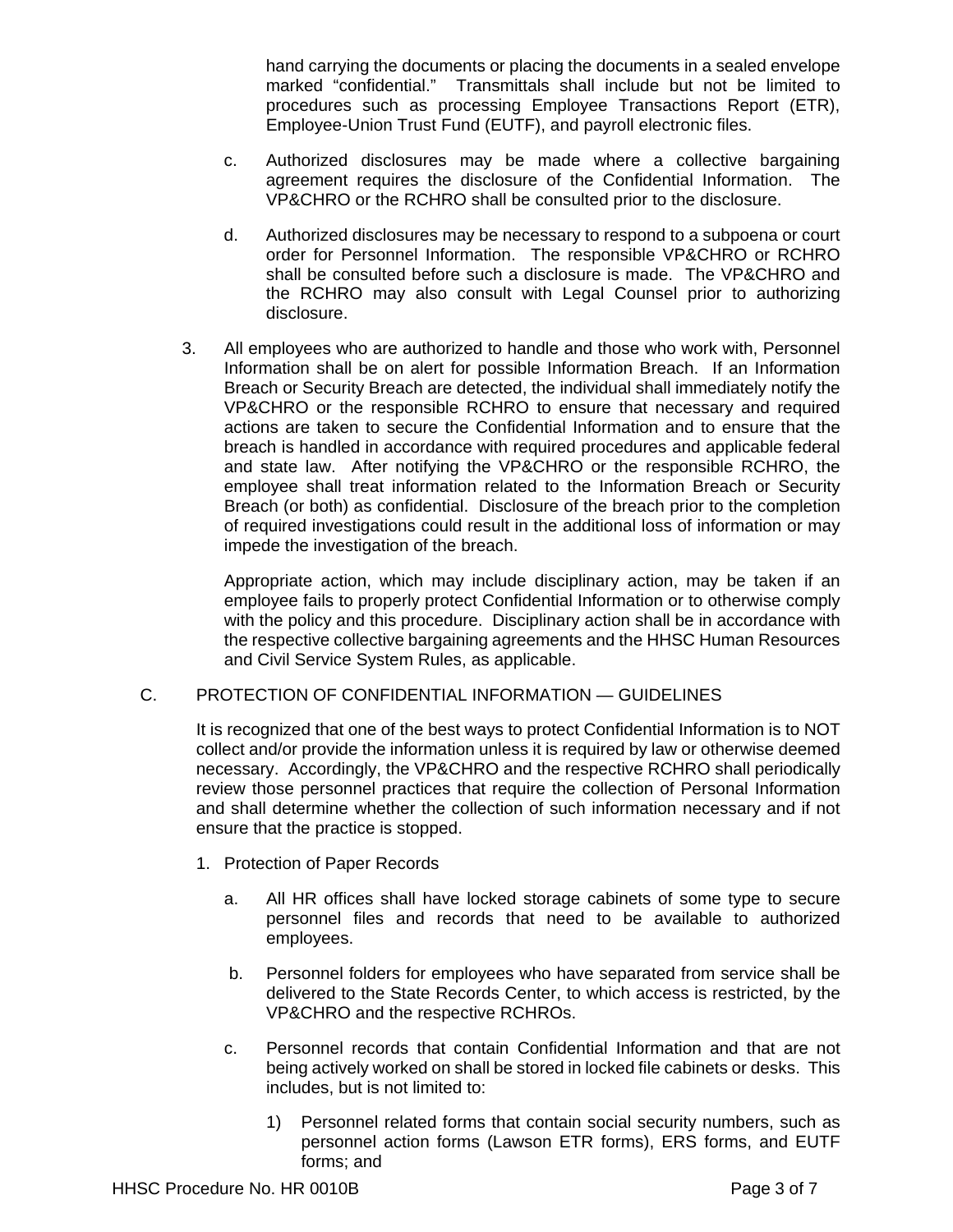hand carrying the documents or placing the documents in a sealed envelope marked "confidential." Transmittals shall include but not be limited to procedures such as processing Employee Transactions Report (ETR), Employee-Union Trust Fund (EUTF), and payroll electronic files.

c. Authorized disclosures may be made where a collective bargaining agreement requires the disclosure of the Confidential Information. The VP&CHRO or the RCHRO shall be consulted prior to the disclosure.

d. Authorized disclosures may be necessary to respond to a subpoena or court order for Personnel Information. The responsible VP&CHRO or RCHRO shall be consulted before such a disclosure is made. The VP&CHRO and the RCHRO may also consult with Legal Counsel prior to authorizing disclosure.

3. All employees who are authorized to handle and those who work with, Personnel Information shall be on alert for possible Information Breach. If an Information Breach or Security Breach are detected, the individual shall immediately notify the VP&CHRO or the responsible RCHRO to ensure that necessary and required actions are taken to secure the Confidential Information and to ensure that the breach is handled in accordance with required procedures and applicable federal and state law. After notifying the VP&CHRO or the responsible RCHRO, the employee shall treat information related to the Information Breach or Security Breach (or both) as confidential. Disclosure of the breach prior to the completion of required investigations could result in the additional loss of information or may impede the investigation of the breach.

   Appropriate action, which may include disciplinary action, may be taken if an employee fails to properly protect Confidential Information or to otherwise comply with the policy and this procedure. Disciplinary action shall be in accordance with the respective collective bargaining agreements and the HHSC Human Resources and Civil Service System Rules, as applicable.

C. PROTECTION OF CONFIDENTIAL INFORMATION — GUIDELINES

It is recognized that one of the best ways to protect Confidential Information is to NOT collect and/or provide the information unless it is required by law or otherwise deemed necessary. Accordingly, the VP&CHRO and the respective RCHRO shall periodically review those personnel practices that require the collection of Personal Information and shall determine whether the collection of such information necessary and if not ensure that the practice is stopped.

1. Protection of Paper Records

   a. All HR offices shall have locked storage cabinets of some type to secure personnel files and records that need to be available to authorized employees.

   b. Personnel folders for employees who have separated from service shall be delivered to the State Records Center, to which access is restricted, by the VP&CHRO and the respective RCHROs.

   c. Personnel records that contain Confidential Information and that are not being actively worked on shall be stored in locked file cabinets or desks. This includes, but is not limited to:

      1) Personnel related forms that contain social security numbers, such as personnel action forms (Lawson ETR forms), ERS forms, and EUTF forms; and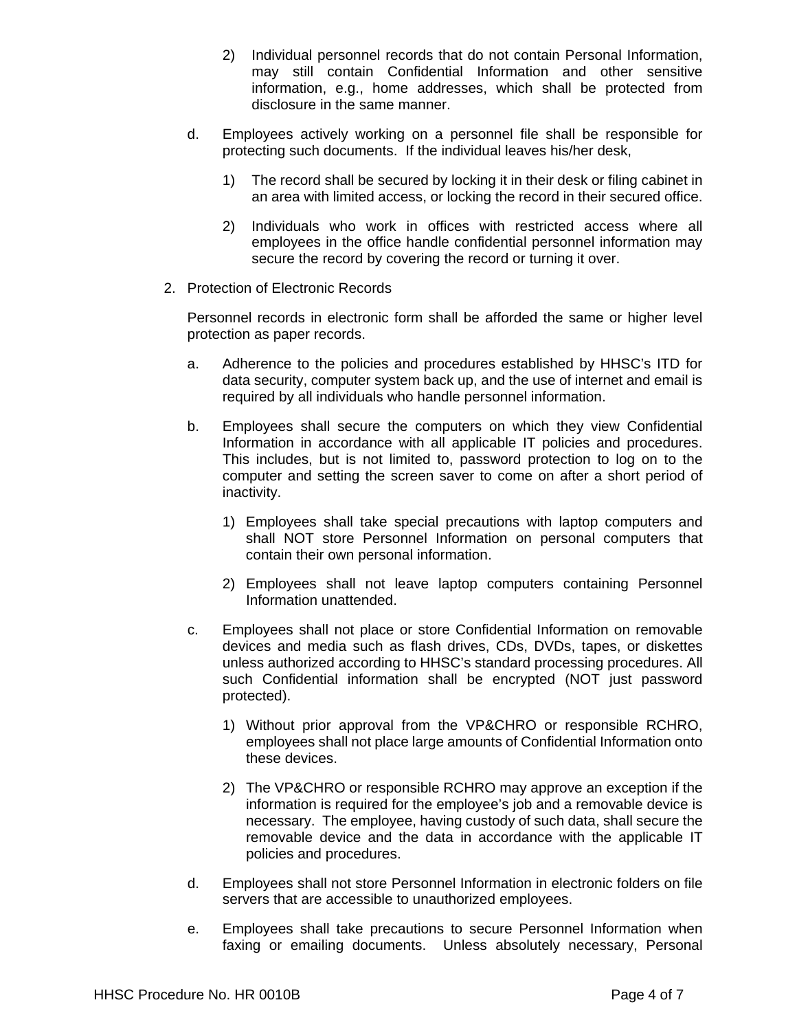2) Individual personnel records that do not contain Personal Information, may still contain Confidential Information and other sensitive information, e.g., home addresses, which shall be protected from disclosure in the same manner.

d. Employees actively working on a personnel file shall be responsible for protecting such documents. If the individual leaves his/her desk,

1) The record shall be secured by locking it in their desk or filing cabinet in an area with limited access, or locking the record in their secured office.

2) Individuals who work in offices with restricted access where all employees in the office handle confidential personnel information may secure the record by covering the record or turning it over.

2. Protection of Electronic Records

Personnel records in electronic form shall be afforded the same or higher level protection as paper records.

a. Adherence to the policies and procedures established by HHSC's ITD for data security, computer system back up, and the use of internet and email is required by all individuals who handle personnel information.

b. Employees shall secure the computers on which they view Confidential Information in accordance with all applicable IT policies and procedures. This includes, but is not limited to, password protection to log on to the computer and setting the screen saver to come on after a short period of inactivity.

1) Employees shall take special precautions with laptop computers and shall NOT store Personnel Information on personal computers that contain their own personal information.

2) Employees shall not leave laptop computers containing Personnel Information unattended.

c. Employees shall not place or store Confidential Information on removable devices and media such as flash drives, CDs, DVDs, tapes, or diskettes unless authorized according to HHSC's standard processing procedures. All such Confidential information shall be encrypted (NOT just password protected).

1) Without prior approval from the VP&CHRO or responsible RCHRO, employees shall not place large amounts of Confidential Information onto these devices.

2) The VP&CHRO or responsible RCHRO may approve an exception if the information is required for the employee's job and a removable device is necessary. The employee, having custody of such data, shall secure the removable device and the data in accordance with the applicable IT policies and procedures.

d. Employees shall not store Personnel Information in electronic folders on file servers that are accessible to unauthorized employees.

e. Employees shall take precautions to secure Personnel Information when faxing or emailing documents. Unless absolutely necessary, Personal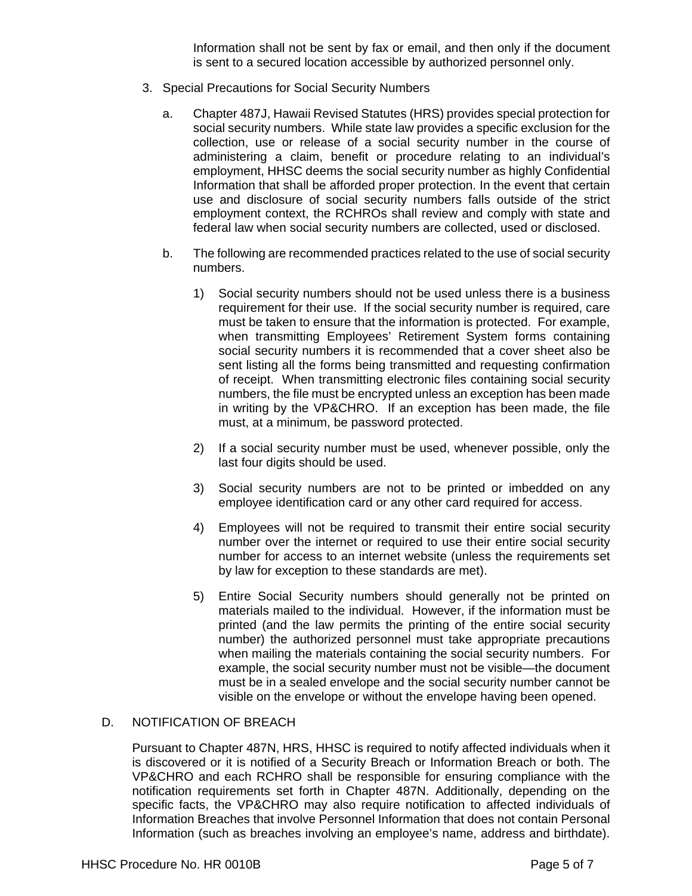Information shall not be sent by fax or email, and then only if the document is sent to a secured location accessible by authorized personnel only.

3. Special Precautions for Social Security Numbers

   a. Chapter 487J, Hawaii Revised Statutes (HRS) provides special protection for social security numbers. While state law provides a specific exclusion for the collection, use or release of a social security number in the course of administering a claim, benefit or procedure relating to an individual's employment, HHSC deems the social security number as highly Confidential Information that shall be afforded proper protection. In the event that certain use and disclosure of social security numbers falls outside of the strict employment context, the RCHROs shall review and comply with state and federal law when social security numbers are collected, used or disclosed.

   b. The following are recommended practices related to the use of social security numbers.

      1) Social security numbers should not be used unless there is a business requirement for their use. If the social security number is required, care must be taken to ensure that the information is protected. For example, when transmitting Employees' Retirement System forms containing social security numbers it is recommended that a cover sheet also be sent listing all the forms being transmitted and requesting confirmation of receipt. When transmitting electronic files containing social security numbers, the file must be encrypted unless an exception has been made in writing by the VP&CHRO. If an exception has been made, the file must, at a minimum, be password protected.

      2) If a social security number must be used, whenever possible, only the last four digits should be used.

      3) Social security numbers are not to be printed or imbedded on any employee identification card or any other card required for access.

      4) Employees will not be required to transmit their entire social security number over the internet or required to use their entire social security number for access to an internet website (unless the requirements set by law for exception to these standards are met).

      5) Entire Social Security numbers should generally not be printed on materials mailed to the individual. However, if the information must be printed (and the law permits the printing of the entire social security number) the authorized personnel must take appropriate precautions when mailing the materials containing the social security numbers. For example, the social security number must not be visible—the document must be in a sealed envelope and the social security number cannot be visible on the envelope or without the envelope having been opened.

D. NOTIFICATION OF BREACH

Pursuant to Chapter 487N, HRS, HHSC is required to notify affected individuals when it is discovered or it is notified of a Security Breach or Information Breach or both. The VP&CHRO and each RCHRO shall be responsible for ensuring compliance with the notification requirements set forth in Chapter 487N. Additionally, depending on the specific facts, the VP&CHRO may also require notification to affected individuals of Information Breaches that involve Personnel Information that does not contain Personal Information (such as breaches involving an employee's name, address and birthdate).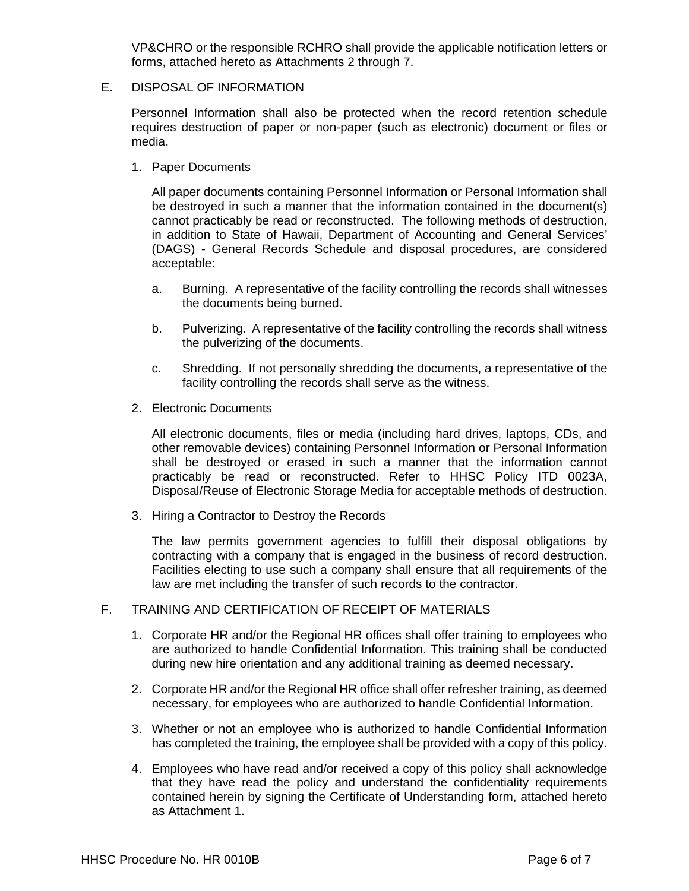VP&CHRO or the responsible RCHRO shall provide the applicable notification letters or forms, attached hereto as Attachments 2 through 7.

E. DISPOSAL OF INFORMATION

Personnel Information shall also be protected when the record retention schedule requires destruction of paper or non-paper (such as electronic) document or files or media.

1. Paper Documents

   All paper documents containing Personnel Information or Personal Information shall be destroyed in such a manner that the information contained in the document(s) cannot practicably be read or reconstructed. The following methods of destruction, in addition to State of Hawaii, Department of Accounting and General Services' (DAGS) - General Records Schedule and disposal procedures, are considered acceptable:

   a. Burning. A representative of the facility controlling the records shall witnesses the documents being burned.

   b. Pulverizing. A representative of the facility controlling the records shall witness the pulverizing of the documents.

   c. Shredding. If not personally shredding the documents, a representative of the facility controlling the records shall serve as the witness.

2. Electronic Documents

   All electronic documents, files or media (including hard drives, laptops, CDs, and other removable devices) containing Personnel Information or Personal Information shall be destroyed or erased in such a manner that the information cannot practicably be read or reconstructed. Refer to HHSC Policy ITD 0023A, Disposal/Reuse of Electronic Storage Media for acceptable methods of destruction.

3. Hiring a Contractor to Destroy the Records

   The law permits government agencies to fulfill their disposal obligations by contracting with a company that is engaged in the business of record destruction. Facilities electing to use such a company shall ensure that all requirements of the law are met including the transfer of such records to the contractor.

F. TRAINING AND CERTIFICATION OF RECEIPT OF MATERIALS

1. Corporate HR and/or the Regional HR offices shall offer training to employees who are authorized to handle Confidential Information. This training shall be conducted during new hire orientation and any additional training as deemed necessary.

2. Corporate HR and/or the Regional HR office shall offer refresher training, as deemed necessary, for employees who are authorized to handle Confidential Information.

3. Whether or not an employee who is authorized to handle Confidential Information has completed the training, the employee shall be provided with a copy of this policy.

4. Employees who have read and/or received a copy of this policy shall acknowledge that they have read the policy and understand the confidentiality requirements contained herein by signing the Certificate of Understanding form, attached hereto as Attachment 1.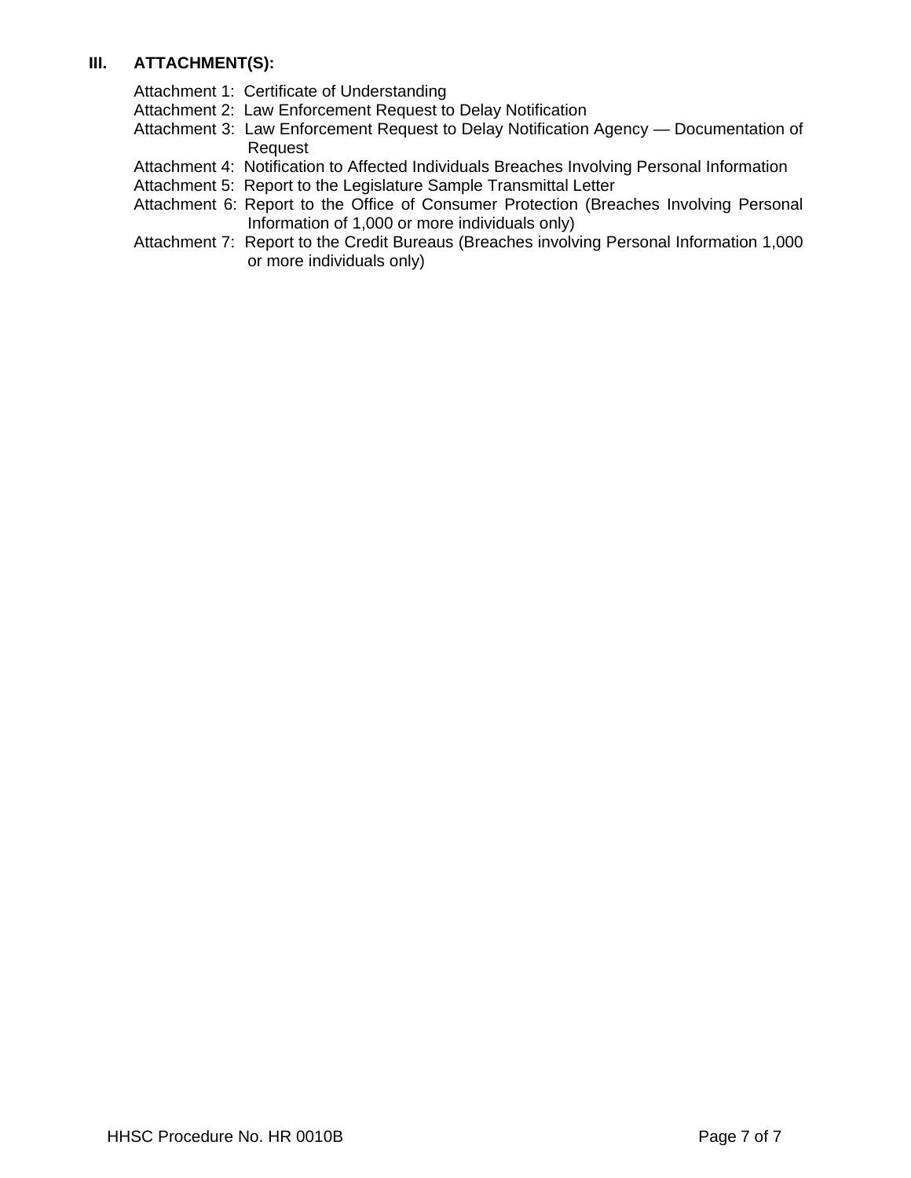## III. ATTACHMENT(S):

Attachment 1: Certificate of Understanding
Attachment 2: Law Enforcement Request to Delay Notification
Attachment 3: Law Enforcement Request to Delay Notification Agency — Documentation of Request
Attachment 4: Notification to Affected Individuals Breaches Involving Personal Information
Attachment 5: Report to the Legislature Sample Transmittal Letter
Attachment 6: Report to the Office of Consumer Protection (Breaches Involving Personal Information of 1,000 or more individuals only)
Attachment 7: Report to the Credit Bureaus (Breaches involving Personal Information 1,000 or more individuals only)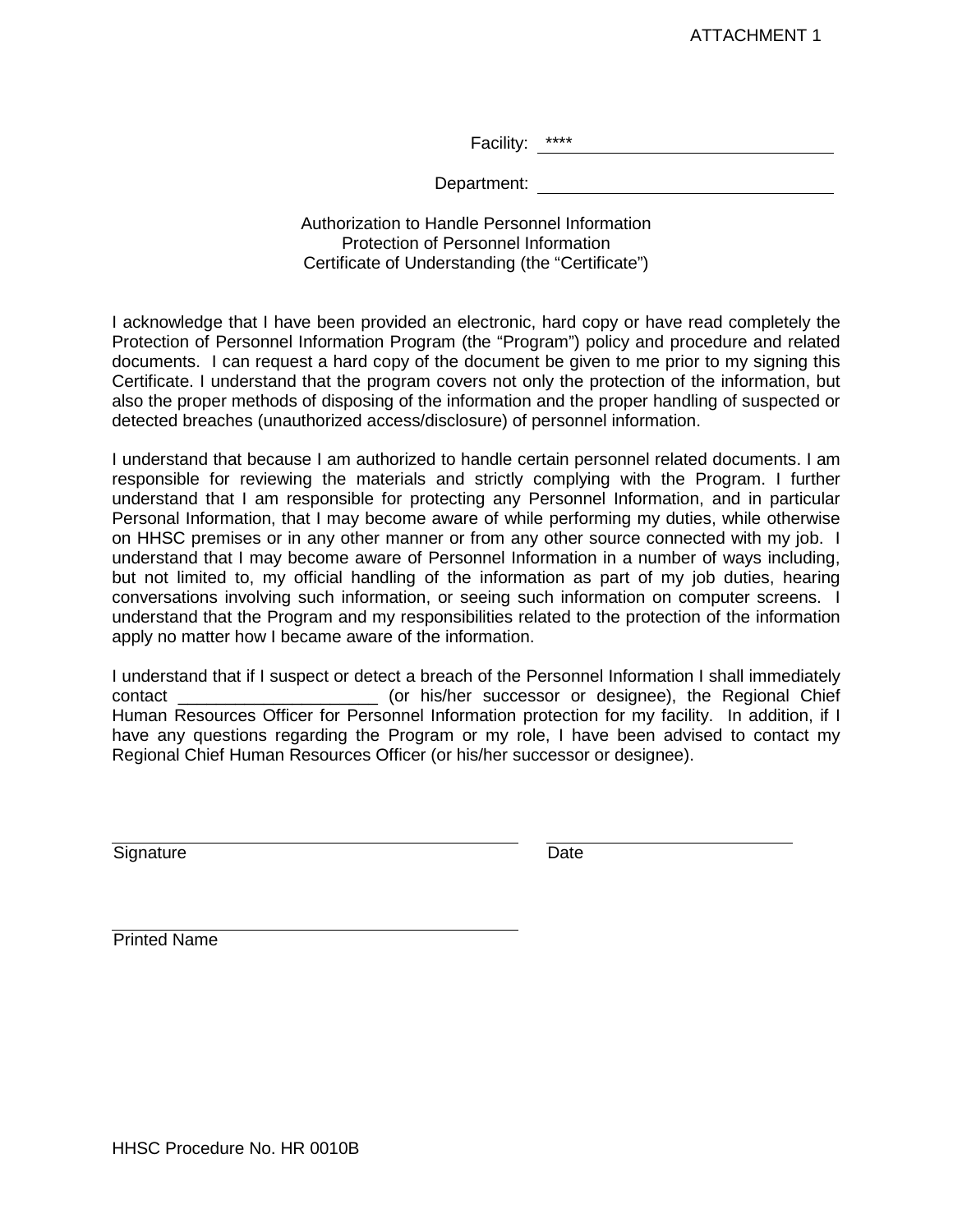ATTACHMENT 1

Facility: ****

Department: ______________________________

Authorization to Handle Personnel Information
Protection of Personnel Information
Certificate of Understanding (the "Certificate")

I acknowledge that I have been provided an electronic, hard copy or have read completely the Protection of Personnel Information Program (the "Program") policy and procedure and related documents. I can request a hard copy of the document be given to me prior to my signing this Certificate. I understand that the program covers not only the protection of the information, but also the proper methods of disposing of the information and the proper handling of suspected or detected breaches (unauthorized access/disclosure) of personnel information.

I understand that because I am authorized to handle certain personnel related documents. I am responsible for reviewing the materials and strictly complying with the Program. I further understand that I am responsible for protecting any Personnel Information, and in particular Personal Information, that I may become aware of while performing my duties, while otherwise on HHSC premises or in any other manner or from any other source connected with my job. I understand that I may become aware of Personnel Information in a number of ways including, but not limited to, my official handling of the information as part of my job duties, hearing conversations involving such information, or seeing such information on computer screens. I understand that the Program and my responsibilities related to the protection of the information apply no matter how I became aware of the information.

I understand that if I suspect or detect a breach of the Personnel Information I shall immediately contact _____________________ (or his/her successor or designee), the Regional Chief Human Resources Officer for Personnel Information protection for my facility. In addition, if I have any questions regarding the Program or my role, I have been advised to contact my Regional Chief Human Resources Officer (or his/her successor or designee).

______________________________ ______________________________
Signature Date

______________________________
Printed Name

HHSC Procedure No. HR 0010B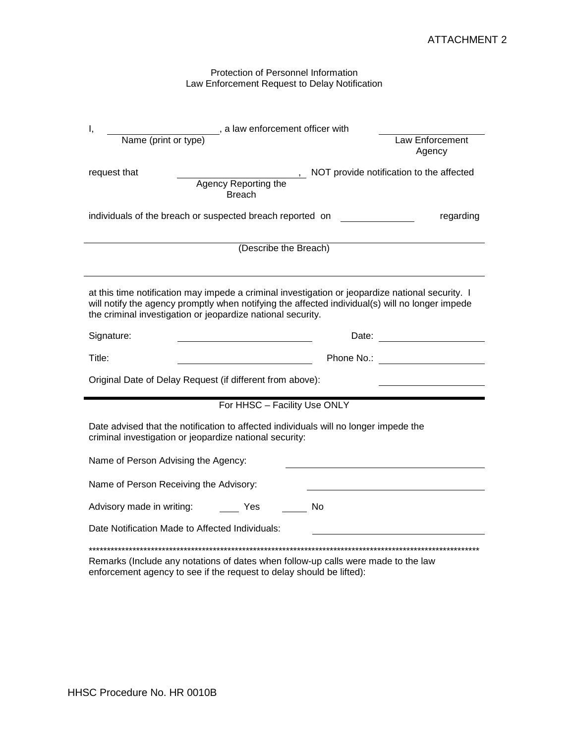ATTACHMENT 2

Protection of Personnel Information
Law Enforcement Request to Delay Notification

I, ____________________, a law enforcement officer with ____________________
Name (print or type) — Law Enforcement Agency

request that ____________________, NOT provide notification to the affected
Agency Reporting the Breach

individuals of the breach or suspected breach reported on ____________ regarding

______________________________________________________________________
(Describe the Breach)

______________________________________________________________________

at this time notification may impede a criminal investigation or jeopardize national security. I will notify the agency promptly when notifying the affected individual(s) will no longer impede the criminal investigation or jeopardize national security.

Signature: ____________________ Date: ____________________

Title: ____________________ Phone No.: ____________________

Original Date of Delay Request (if different from above): ____________________

---

For HHSC – Facility Use ONLY

Date advised that the notification to affected individuals will no longer impede the criminal investigation or jeopardize national security:

Name of Person Advising the Agency: ____________________

Name of Person Receiving the Advisory: ____________________

Advisory made in writing: ____ Yes _____ No

Date Notification Made to Affected Individuals: ____________________

******************************************************************************************************************

Remarks (Include any notations of dates when follow-up calls were made to the law enforcement agency to see if the request to delay should be lifted):

HHSC Procedure No. HR 0010B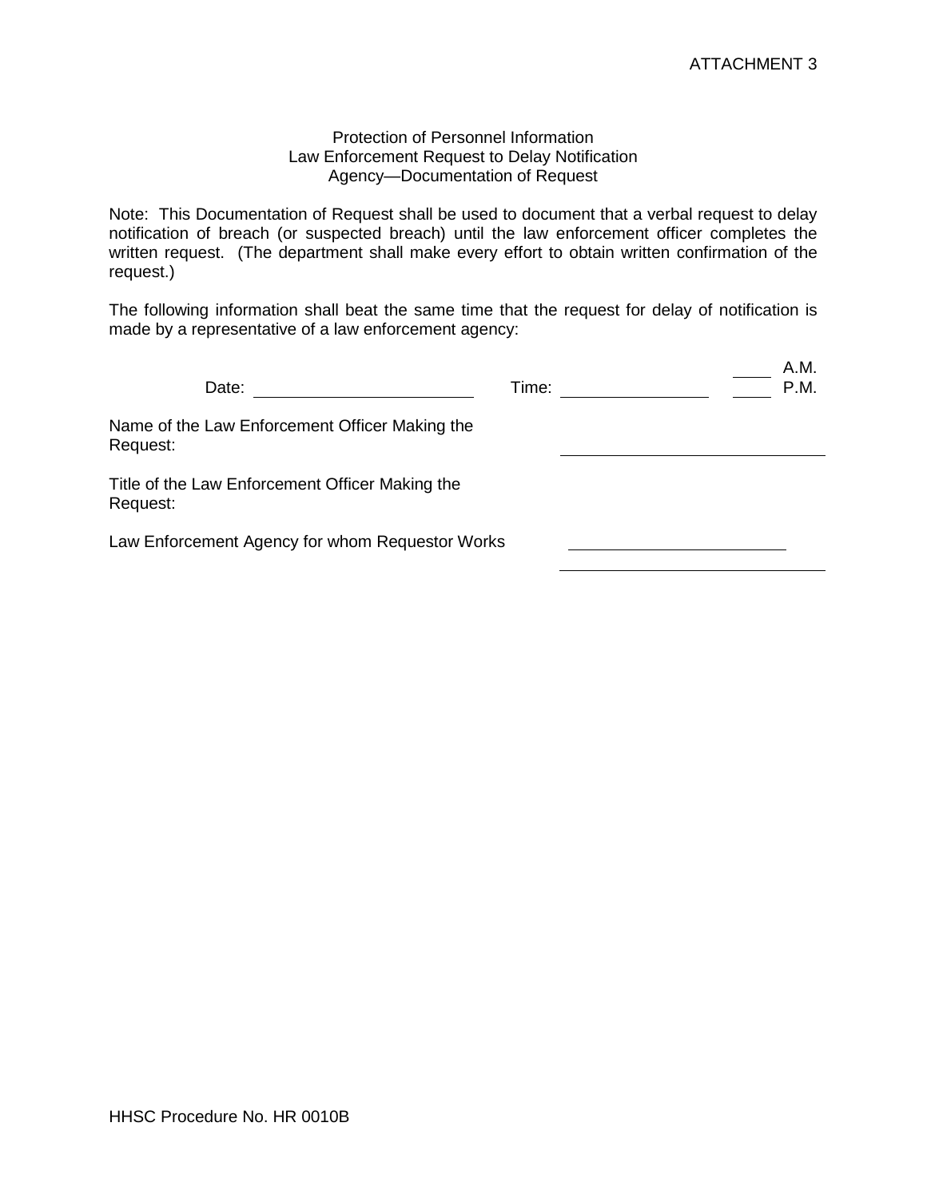ATTACHMENT 3

Protection of Personnel Information
Law Enforcement Request to Delay Notification
Agency—Documentation of Request

Note: This Documentation of Request shall be used to document that a verbal request to delay notification of breach (or suspected breach) until the law enforcement officer completes the written request. (The department shall make every effort to obtain written confirmation of the request.)

The following information shall beat the same time that the request for delay of notification is made by a representative of a law enforcement agency:

Date: ______________________ Time: ______________ ____ A.M. ____ P.M.

Name of the Law Enforcement Officer Making the Request: ____________________________

Title of the Law Enforcement Officer Making the Request:

Law Enforcement Agency for whom Requestor Works ______________________

____________________________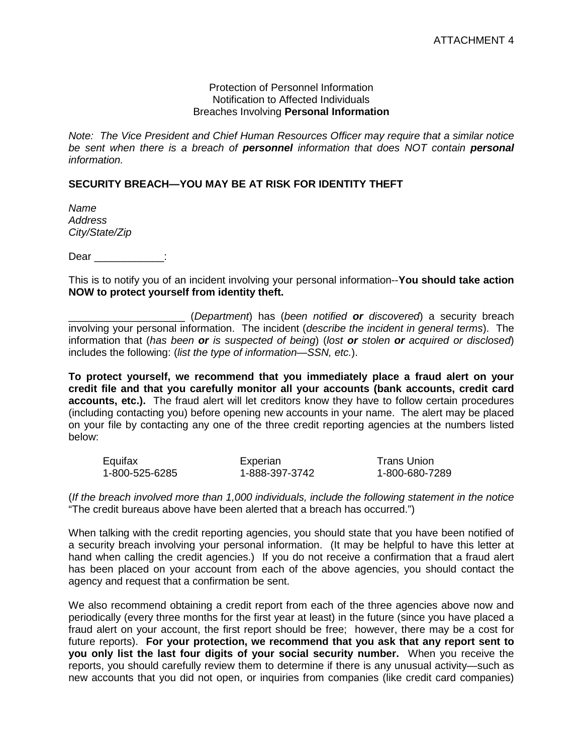ATTACHMENT 4

Protection of Personnel Information
Notification to Affected Individuals
Breaches Involving **Personal Information**

*Note: The Vice President and Chief Human Resources Officer may require that a similar notice be sent when there is a breach of **personnel** information that does NOT contain **personal** information.*

**SECURITY BREACH—YOU MAY BE AT RISK FOR IDENTITY THEFT**

*Name*
*Address*
*City/State/Zip*

Dear ____________:

This is to notify you of an incident involving your personal information--**You should take action NOW to protect yourself from identity theft.**

____________________ (*Department*) has (*been notified **or** discovered*) a security breach involving your personal information. The incident (*describe the incident in general terms*). The information that (*has been **or** is suspected of being*) (*lost **or** stolen **or** acquired or disclosed*) includes the following: (*list the type of information—SSN, etc.*).

**To protect yourself, we recommend that you immediately place a fraud alert on your credit file and that you carefully monitor all your accounts (bank accounts, credit card accounts, etc.).** The fraud alert will let creditors know they have to follow certain procedures (including contacting you) before opening new accounts in your name. The alert may be placed on your file by contacting any one of the three credit reporting agencies at the numbers listed below:

| Equifax | Experian | Trans Union |
|---|---|---|
| 1-800-525-6285 | 1-888-397-3742 | 1-800-680-7289 |

(*If the breach involved more than 1,000 individuals, include the following statement in the notice* "The credit bureaus above have been alerted that a breach has occurred.")

When talking with the credit reporting agencies, you should state that you have been notified of a security breach involving your personal information. (It may be helpful to have this letter at hand when calling the credit agencies.) If you do not receive a confirmation that a fraud alert has been placed on your account from each of the above agencies, you should contact the agency and request that a confirmation be sent.

We also recommend obtaining a credit report from each of the three agencies above now and periodically (every three months for the first year at least) in the future (since you have placed a fraud alert on your account, the first report should be free; however, there may be a cost for future reports). **For your protection, we recommend that you ask that any report sent to you only list the last four digits of your social security number.** When you receive the reports, you should carefully review them to determine if there is any unusual activity—such as new accounts that you did not open, or inquiries from companies (like credit card companies)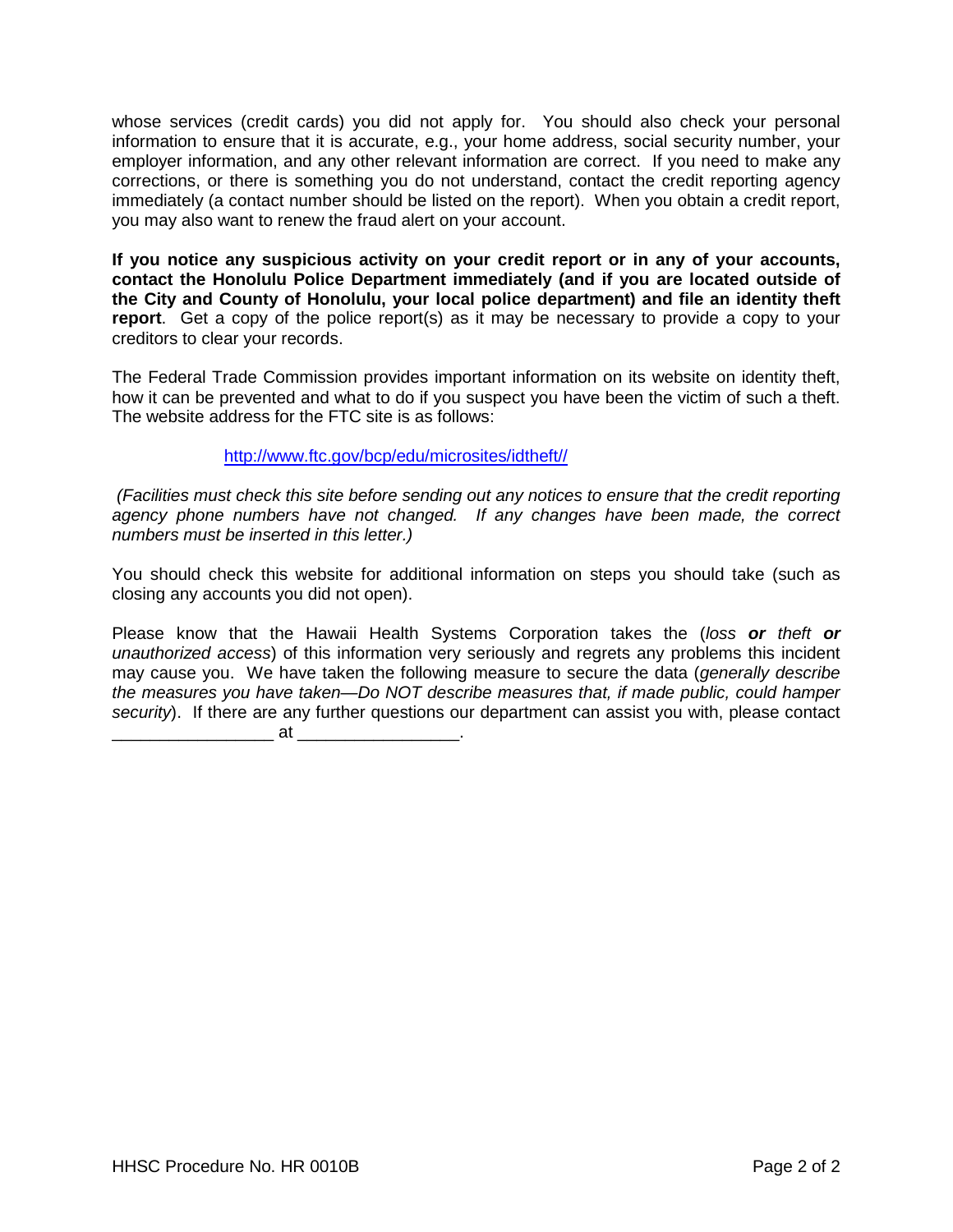whose services (credit cards) you did not apply for. You should also check your personal information to ensure that it is accurate, e.g., your home address, social security number, your employer information, and any other relevant information are correct. If you need to make any corrections, or there is something you do not understand, contact the credit reporting agency immediately (a contact number should be listed on the report). When you obtain a credit report, you may also want to renew the fraud alert on your account.

**If you notice any suspicious activity on your credit report or in any of your accounts, contact the Honolulu Police Department immediately (and if you are located outside of the City and County of Honolulu, your local police department) and file an identity theft report**. Get a copy of the police report(s) as it may be necessary to provide a copy to your creditors to clear your records.

The Federal Trade Commission provides important information on its website on identity theft, how it can be prevented and what to do if you suspect you have been the victim of such a theft. The website address for the FTC site is as follows:

http://www.ftc.gov/bcp/edu/microsites/idtheft//

*(Facilities must check this site before sending out any notices to ensure that the credit reporting agency phone numbers have not changed. If any changes have been made, the correct numbers must be inserted in this letter.)*

You should check this website for additional information on steps you should take (such as closing any accounts you did not open).

Please know that the Hawaii Health Systems Corporation takes the (*loss* ***or*** *theft* ***or*** *unauthorized access*) of this information very seriously and regrets any problems this incident may cause you. We have taken the following measure to secure the data (*generally describe the measures you have taken—Do NOT describe measures that, if made public, could hamper security*). If there are any further questions our department can assist you with, please contact _________________ at _________________.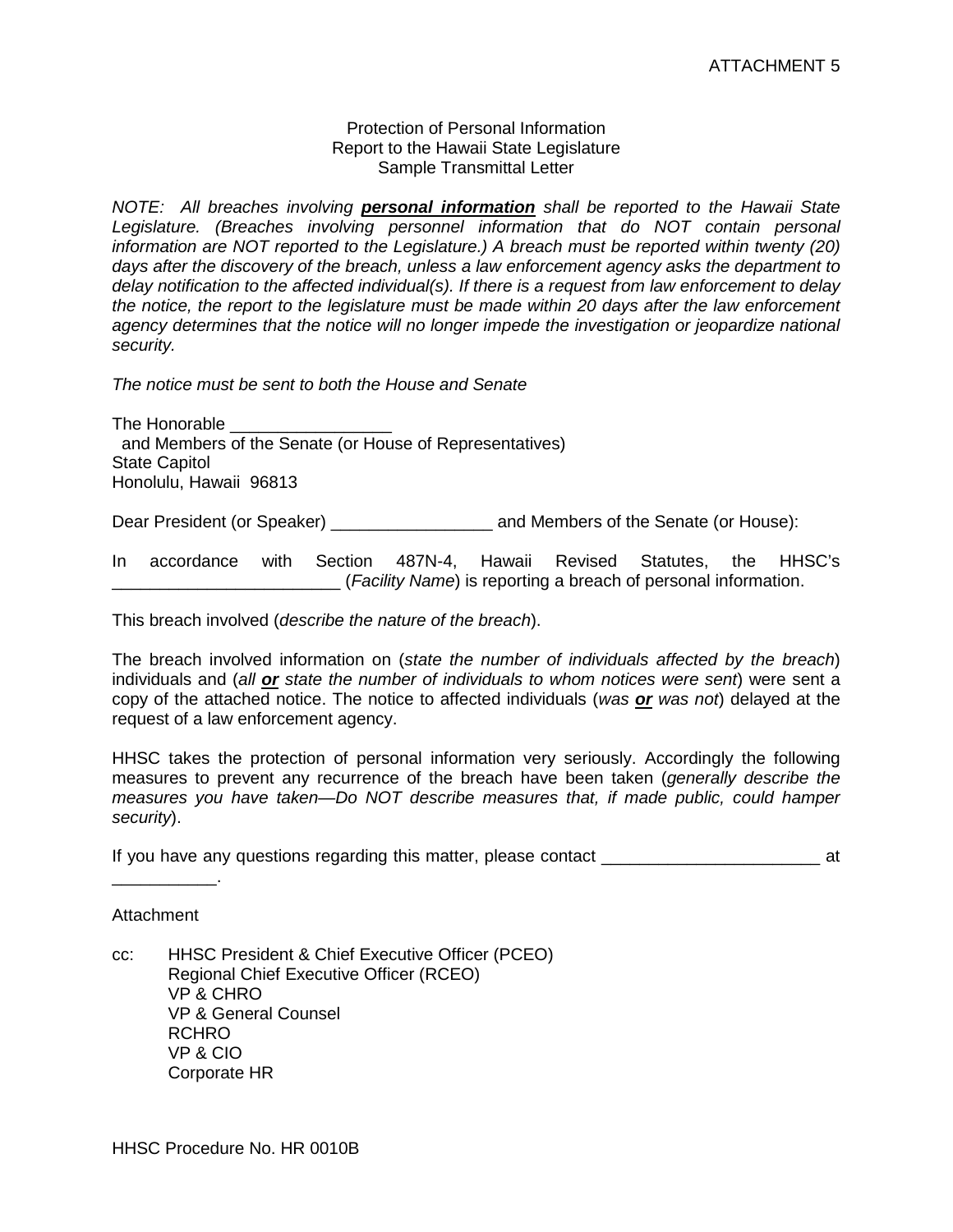ATTACHMENT 5

Protection of Personal Information
Report to the Hawaii State Legislature
Sample Transmittal Letter

*NOTE: All breaches involving **personal information** shall be reported to the Hawaii State Legislature. (Breaches involving personnel information that do NOT contain personal information are NOT reported to the Legislature.) A breach must be reported within twenty (20) days after the discovery of the breach, unless a law enforcement agency asks the department to delay notification to the affected individual(s). If there is a request from law enforcement to delay the notice, the report to the legislature must be made within 20 days after the law enforcement agency determines that the notice will no longer impede the investigation or jeopardize national security.*

*The notice must be sent to both the House and Senate*

The Honorable _________________
and Members of the Senate (or House of Representatives)
State Capitol
Honolulu, Hawaii 96813

Dear President (or Speaker) _________________ and Members of the Senate (or House):

In accordance with Section 487N-4, Hawaii Revised Statutes, the HHSC's ________________________ (*Facility Name*) is reporting a breach of personal information.

This breach involved (*describe the nature of the breach*).

The breach involved information on (*state the number of individuals affected by the breach*) individuals and (*all **or** state the number of individuals to whom notices were sent*) were sent a copy of the attached notice. The notice to affected individuals (*was **or** was not*) delayed at the request of a law enforcement agency.

HHSC takes the protection of personal information very seriously. Accordingly the following measures to prevent any recurrence of the breach have been taken (*generally describe the measures you have taken—Do NOT describe measures that, if made public, could hamper security*).

If you have any questions regarding this matter, please contact _______________________ at ___________.

Attachment

cc: HHSC President & Chief Executive Officer (PCEO)
Regional Chief Executive Officer (RCEO)
VP & CHRO
VP & General Counsel
RCHRO
VP & CIO
Corporate HR

HHSC Procedure No. HR 0010B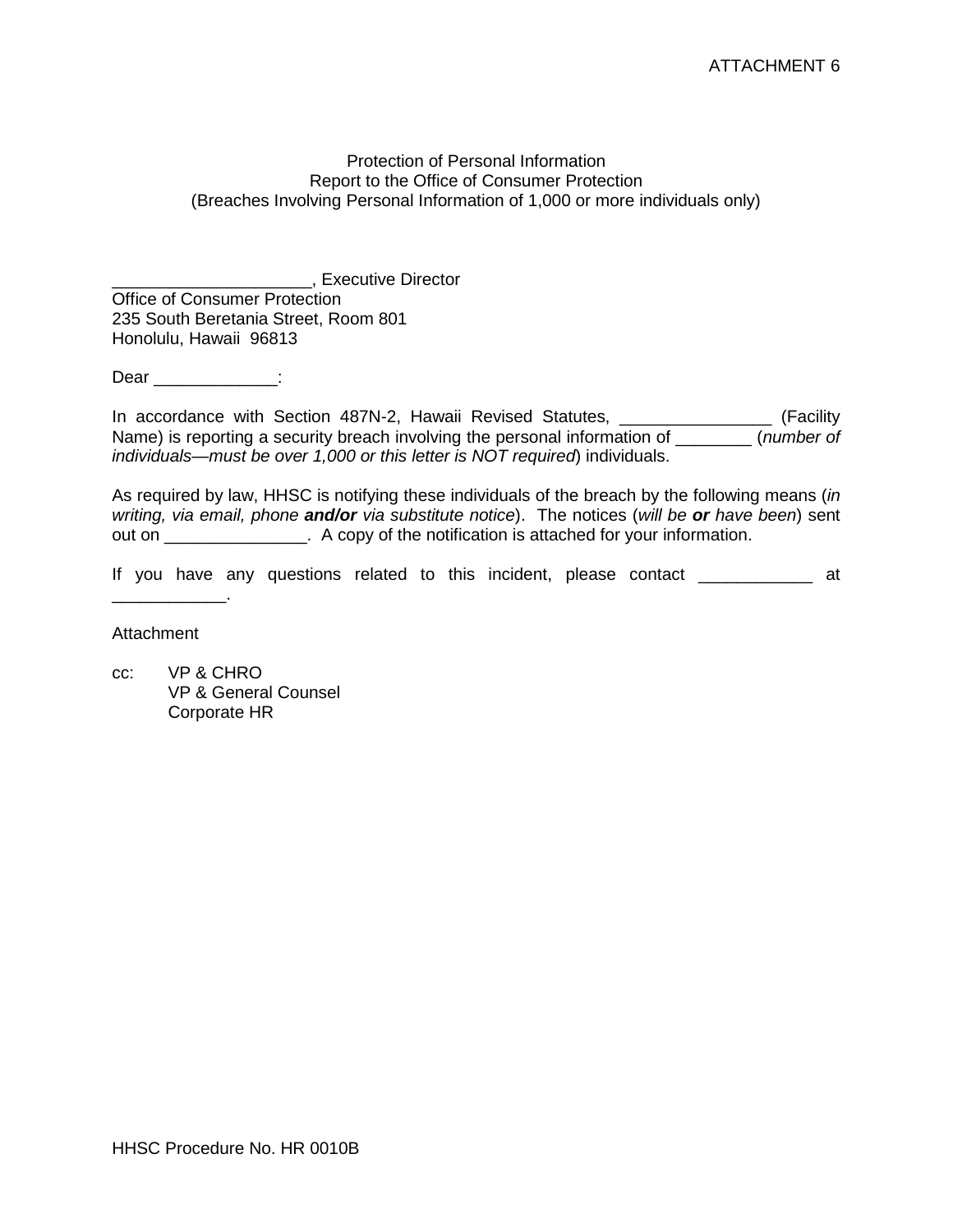ATTACHMENT 6

Protection of Personal Information
Report to the Office of Consumer Protection
(Breaches Involving Personal Information of 1,000 or more individuals only)

_____________________, Executive Director
Office of Consumer Protection
235 South Beretania Street, Room 801
Honolulu, Hawaii 96813

Dear _____________:

In accordance with Section 487N-2, Hawaii Revised Statutes, ________________ (Facility Name) is reporting a security breach involving the personal information of ________ (*number of individuals—must be over 1,000 or this letter is NOT required*) individuals.

As required by law, HHSC is notifying these individuals of the breach by the following means (*in writing, via email, phone* ***and/or*** *via substitute notice*). The notices (*will be* ***or*** *have been*) sent out on _______________. A copy of the notification is attached for your information.

If you have any questions related to this incident, please contact ____________ at ____________.

Attachment

cc: VP & CHRO
VP & General Counsel
Corporate HR

HHSC Procedure No. HR 0010B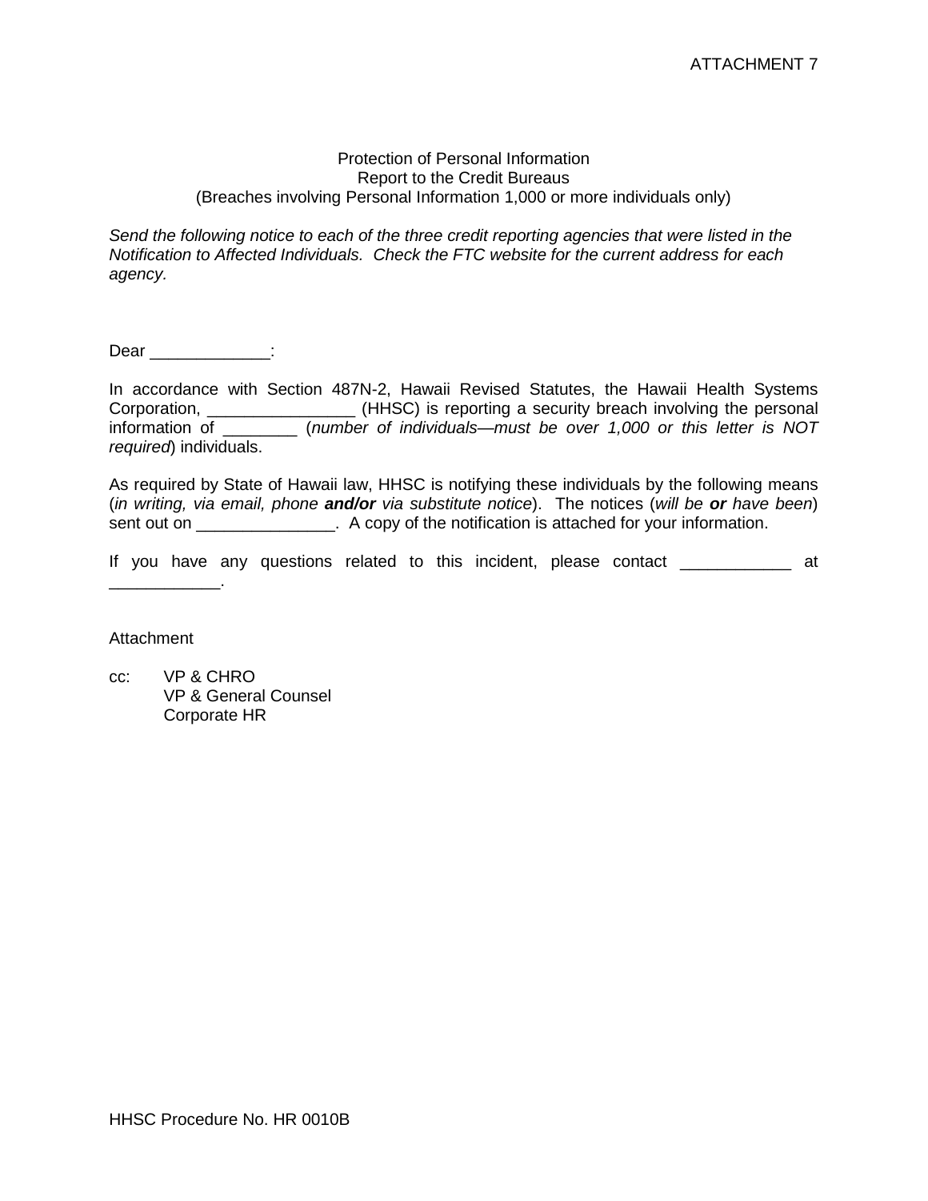ATTACHMENT 7

Protection of Personal Information
Report to the Credit Bureaus
(Breaches involving Personal Information 1,000 or more individuals only)

*Send the following notice to each of the three credit reporting agencies that were listed in the Notification to Affected Individuals. Check the FTC website for the current address for each agency.*

Dear _____________:

In accordance with Section 487N-2, Hawaii Revised Statutes, the Hawaii Health Systems Corporation, ________________ (HHSC) is reporting a security breach involving the personal information of ________ (*number of individuals—must be over 1,000 or this letter is NOT required*) individuals.

As required by State of Hawaii law, HHSC is notifying these individuals by the following means (*in writing, via email, phone* ***and/or*** *via substitute notice*). The notices (*will be* ***or*** *have been*) sent out on _______________. A copy of the notification is attached for your information.

If you have any questions related to this incident, please contact ____________ at ____________.

Attachment

cc: VP & CHRO
VP & General Counsel
Corporate HR

HHSC Procedure No. HR 0010B